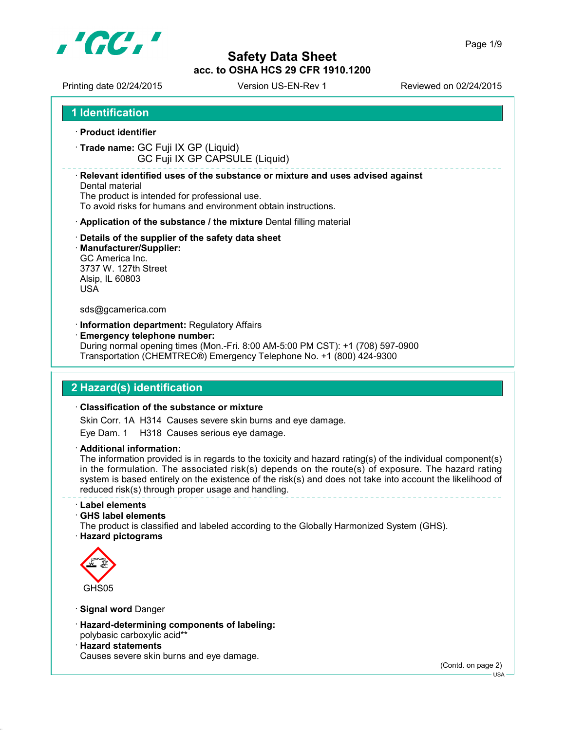# Safety Data Sheet

**acc. to OSHA HCS 29 CFR 1910.1200**

Printing date 02/24/2015 | Version US-EN-Rev 1 | Reviewed on 02/24/2015

## 1 Identification

· **Product identifier**

· **Trade name:** GC Fuji IX GP (Liquid)
GC Fuji IX GP CAPSULE (Liquid)

· **Relevant identified uses of the substance or mixture and uses advised against**
Dental material
The product is intended for professional use.
To avoid risks for humans and environment obtain instructions.

· **Application of the substance / the mixture** Dental filling material

· **Details of the supplier of the safety data sheet**
· **Manufacturer/Supplier:**
GC America Inc.
3737 W. 127th Street
Alsip, IL 60803
USA

sds@gcamerica.com

· **Information department:** Regulatory Affairs
· **Emergency telephone number:**
During normal opening times (Mon.-Fri. 8:00 AM-5:00 PM CST): +1 (708) 597-0900
Transportation (CHEMTREC®) Emergency Telephone No. +1 (800) 424-9300

## 2 Hazard(s) identification

· **Classification of the substance or mixture**

Skin Corr. 1A H314 Causes severe skin burns and eye damage.

Eye Dam. 1 H318 Causes serious eye damage.

· **Additional information:**
The information provided is in regards to the toxicity and hazard rating(s) of the individual component(s) in the formulation. The associated risk(s) depends on the route(s) of exposure. The hazard rating system is based entirely on the existence of the risk(s) and does not take into account the likelihood of reduced risk(s) through proper usage and handling.

· **Label elements**
· **GHS label elements**
The product is classified and labeled according to the Globally Harmonized System (GHS).
· **Hazard pictograms**

GHS05

· **Signal word** Danger

· **Hazard-determining components of labeling:**
polybasic carboxylic acid**
· **Hazard statements**
Causes severe skin burns and eye damage.

(Contd. on page 2)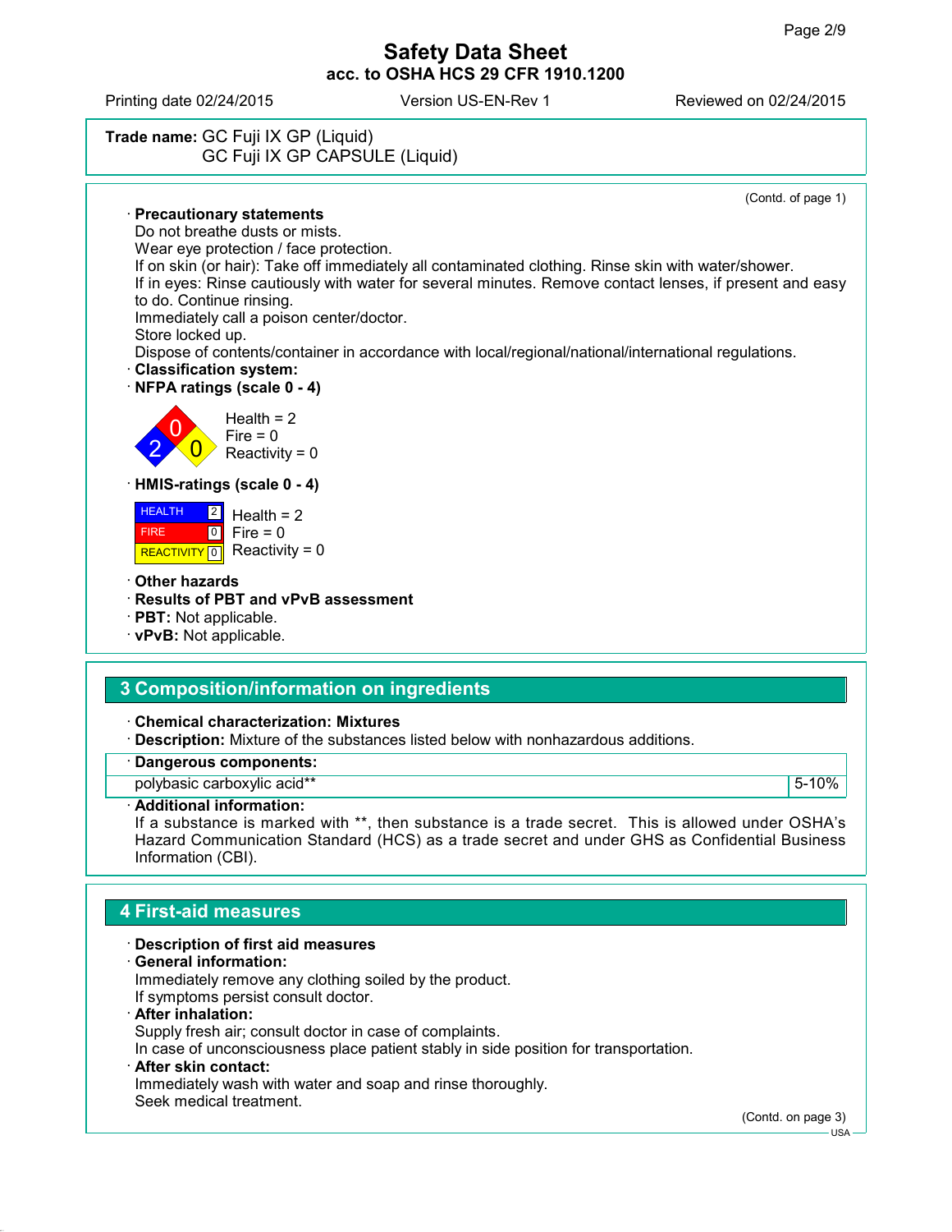# Safety Data Sheet
## acc. to OSHA HCS 29 CFR 1910.1200

Printing date 02/24/2015 Version US-EN-Rev 1 Reviewed on 02/24/2015

**Trade name:** GC Fuji IX GP (Liquid)
GC Fuji IX GP CAPSULE (Liquid)

(Contd. of page 1)

· **Precautionary statements**
Do not breathe dusts or mists.
Wear eye protection / face protection.
If on skin (or hair): Take off immediately all contaminated clothing. Rinse skin with water/shower.
If in eyes: Rinse cautiously with water for several minutes. Remove contact lenses, if present and easy to do. Continue rinsing.
Immediately call a poison center/doctor.
Store locked up.
Dispose of contents/container in accordance with local/regional/national/international regulations.

· **Classification system:**

· **NFPA ratings (scale 0 - 4)**

Health = 2
Fire = 0
Reactivity = 0

· **HMIS-ratings (scale 0 - 4)**

| HEALTH | 2 |
|---|---|
| FIRE | 0 |
| REACTIVITY | 0 |

Health = 2
Fire = 0
Reactivity = 0

· **Other hazards**
· **Results of PBT and vPvB assessment**
· **PBT:** Not applicable.
· **vPvB:** Not applicable.

## 3 Composition/information on ingredients

· **Chemical characterization: Mixtures**
· **Description:** Mixture of the substances listed below with nonhazardous additions.

| · Dangerous components: | |
|---|---|
| polybasic carboxylic acid** | 5-10% |

· **Additional information:**
If a substance is marked with **, then substance is a trade secret. This is allowed under OSHA's Hazard Communication Standard (HCS) as a trade secret and under GHS as Confidential Business Information (CBI).

## 4 First-aid measures

· **Description of first aid measures**
· **General information:**
Immediately remove any clothing soiled by the product.
If symptoms persist consult doctor.
· **After inhalation:**
Supply fresh air; consult doctor in case of complaints.
In case of unconsciousness place patient stably in side position for transportation.
· **After skin contact:**
Immediately wash with water and soap and rinse thoroughly.
Seek medical treatment.

(Contd. on page 3)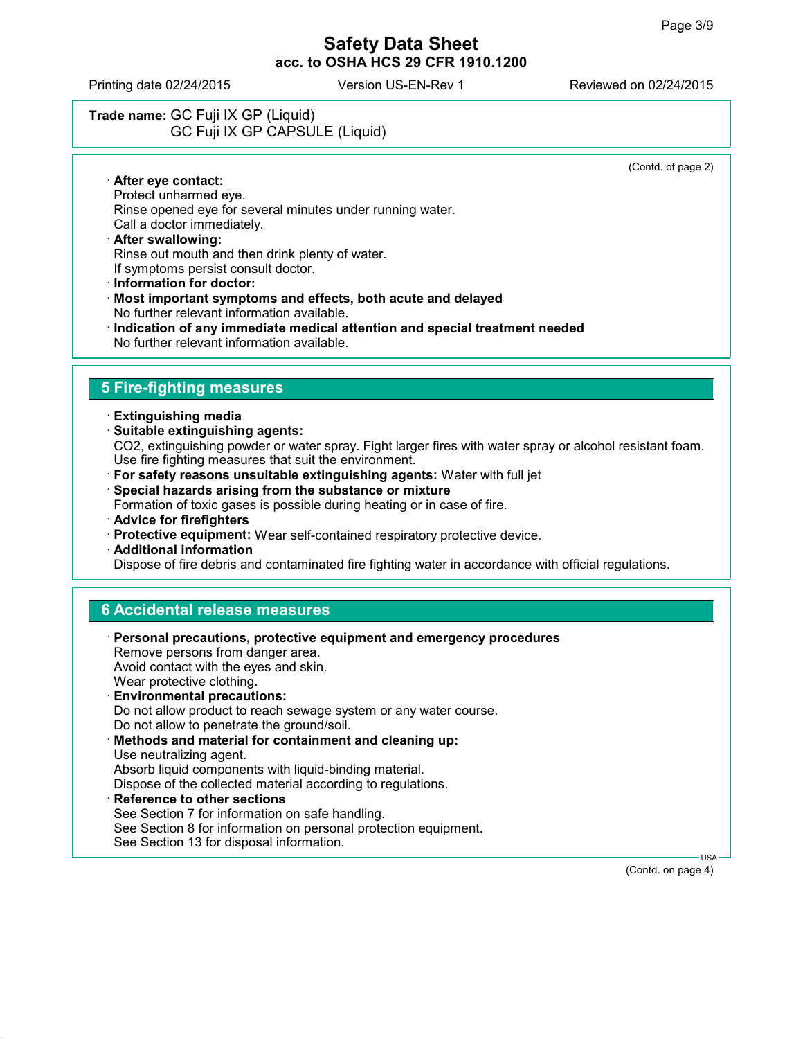**Trade name:** GC Fuji IX GP (Liquid)
GC Fuji IX GP CAPSULE (Liquid)

(Contd. of page 2)

· **After eye contact:**
Protect unharmed eye.
Rinse opened eye for several minutes under running water.
Call a doctor immediately.

· **After swallowing:**
Rinse out mouth and then drink plenty of water.
If symptoms persist consult doctor.

· **Information for doctor:**

· **Most important symptoms and effects, both acute and delayed**
No further relevant information available.

· **Indication of any immediate medical attention and special treatment needed**
No further relevant information available.

## 5 Fire-fighting measures

· **Extinguishing media**

· **Suitable extinguishing agents:**
$CO_2$, extinguishing powder or water spray. Fight larger fires with water spray or alcohol resistant foam.
Use fire fighting measures that suit the environment.

· **For safety reasons unsuitable extinguishing agents:** Water with full jet

· **Special hazards arising from the substance or mixture**
Formation of toxic gases is possible during heating or in case of fire.

· **Advice for firefighters**

· **Protective equipment:** Wear self-contained respiratory protective device.

· **Additional information**
Dispose of fire debris and contaminated fire fighting water in accordance with official regulations.

## 6 Accidental release measures

· **Personal precautions, protective equipment and emergency procedures**
Remove persons from danger area.
Avoid contact with the eyes and skin.
Wear protective clothing.

· **Environmental precautions:**
Do not allow product to reach sewage system or any water course.
Do not allow to penetrate the ground/soil.

· **Methods and material for containment and cleaning up:**
Use neutralizing agent.
Absorb liquid components with liquid-binding material.
Dispose of the collected material according to regulations.

· **Reference to other sections**
See Section 7 for information on safe handling.
See Section 8 for information on personal protection equipment.
See Section 13 for disposal information.

(Contd. on page 4)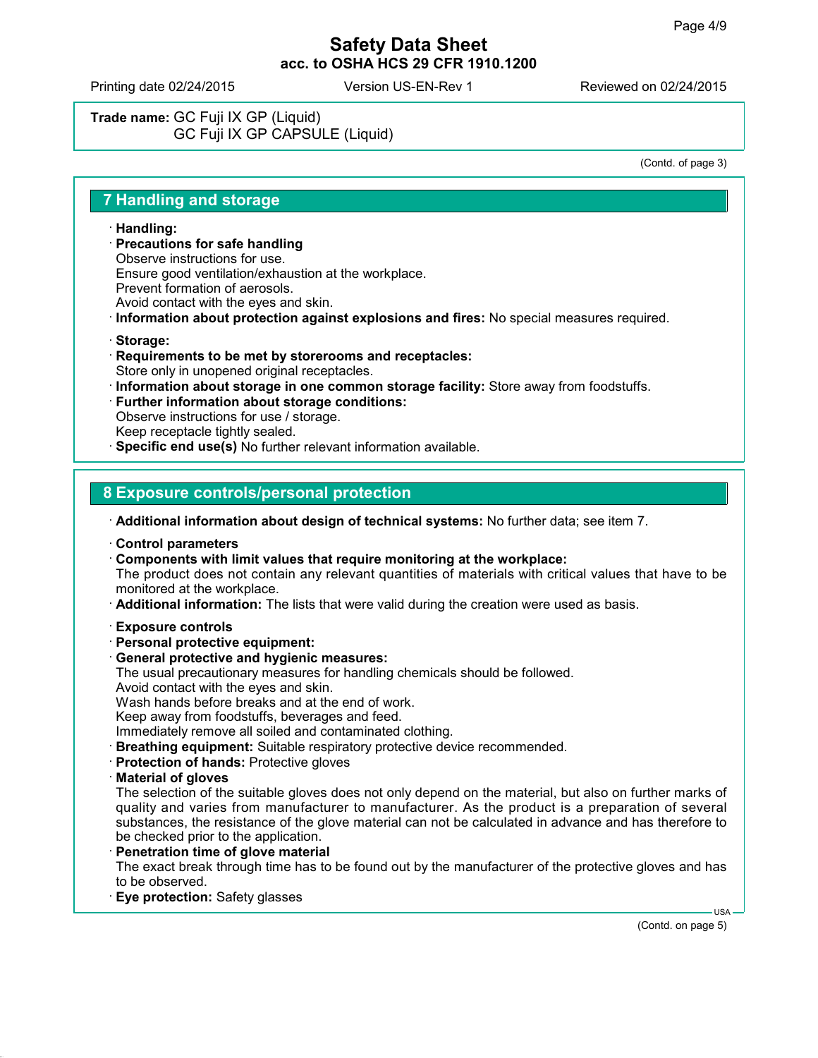**Trade name:** GC Fuji IX GP (Liquid)
GC Fuji IX GP CAPSULE (Liquid)

(Contd. of page 3)

## 7 Handling and storage

· **Handling:**
· **Precautions for safe handling**
Observe instructions for use.
Ensure good ventilation/exhaustion at the workplace.
Prevent formation of aerosols.
Avoid contact with the eyes and skin.
· **Information about protection against explosions and fires:** No special measures required.

· **Storage:**
· **Requirements to be met by storerooms and receptacles:**
Store only in unopened original receptacles.
· **Information about storage in one common storage facility:** Store away from foodstuffs.
· **Further information about storage conditions:**
Observe instructions for use / storage.
Keep receptacle tightly sealed.
· **Specific end use(s)** No further relevant information available.

## 8 Exposure controls/personal protection

· **Additional information about design of technical systems:** No further data; see item 7.

· **Control parameters**
· **Components with limit values that require monitoring at the workplace:**
The product does not contain any relevant quantities of materials with critical values that have to be monitored at the workplace.
· **Additional information:** The lists that were valid during the creation were used as basis.

· **Exposure controls**
· **Personal protective equipment:**
· **General protective and hygienic measures:**
The usual precautionary measures for handling chemicals should be followed.
Avoid contact with the eyes and skin.
Wash hands before breaks and at the end of work.
Keep away from foodstuffs, beverages and feed.
Immediately remove all soiled and contaminated clothing.
· **Breathing equipment:** Suitable respiratory protective device recommended.
· **Protection of hands:** Protective gloves
· **Material of gloves**
The selection of the suitable gloves does not only depend on the material, but also on further marks of quality and varies from manufacturer to manufacturer. As the product is a preparation of several substances, the resistance of the glove material can not be calculated in advance and has therefore to be checked prior to the application.
· **Penetration time of glove material**
The exact break through time has to be found out by the manufacturer of the protective gloves and has to be observed.
· **Eye protection:** Safety glasses

(Contd. on page 5)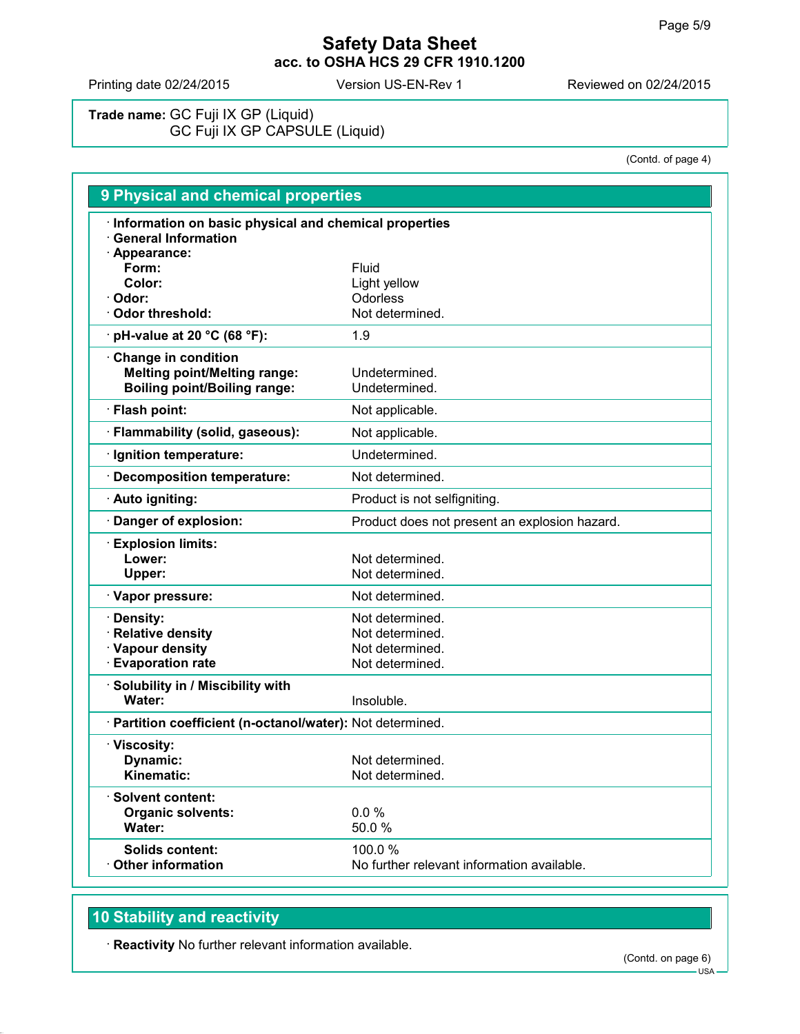# Safety Data Sheet
**acc. to OSHA HCS 29 CFR 1910.1200**

Printing date 02/24/2015 Version US-EN-Rev 1 Reviewed on 02/24/2015

**Trade name:** GC Fuji IX GP (Liquid)
GC Fuji IX GP CAPSULE (Liquid)

(Contd. of page 4)

## 9 Physical and chemical properties

· **Information on basic physical and chemical properties**
· **General Information**
· **Appearance:**

| | |
|---|---|
| **Form:** | Fluid |
| **Color:** | Light yellow |
| · **Odor:** | Odorless |
| · **Odor threshold:** | Not determined. |
| · **pH-value at 20 °C (68 °F):** | 1.9 |
| · **Change in condition** | |
| **Melting point/Melting range:** | Undetermined. |
| **Boiling point/Boiling range:** | Undetermined. |
| · **Flash point:** | Not applicable. |
| · **Flammability (solid, gaseous):** | Not applicable. |
| · **Ignition temperature:** | Undetermined. |
| · **Decomposition temperature:** | Not determined. |
| · **Auto igniting:** | Product is not selfigniting. |
| · **Danger of explosion:** | Product does not present an explosion hazard. |
| · **Explosion limits:** | |
| **Lower:** | Not determined. |
| **Upper:** | Not determined. |
| · **Vapor pressure:** | Not determined. |
| · **Density:** | Not determined. |
| · **Relative density** | Not determined. |
| · **Vapour density** | Not determined. |
| · **Evaporation rate** | Not determined. |
| · **Solubility in / Miscibility with** | |
| **Water:** | Insoluble. |
| · **Partition coefficient (n-octanol/water):** | Not determined. |
| · **Viscosity:** | |
| **Dynamic:** | Not determined. |
| **Kinematic:** | Not determined. |
| · **Solvent content:** | |
| **Organic solvents:** | 0.0 % |
| **Water:** | 50.0 % |
| **Solids content:** | 100.0 % |
| · **Other information** | No further relevant information available. |

## 10 Stability and reactivity

· **Reactivity** No further relevant information available.

(Contd. on page 6)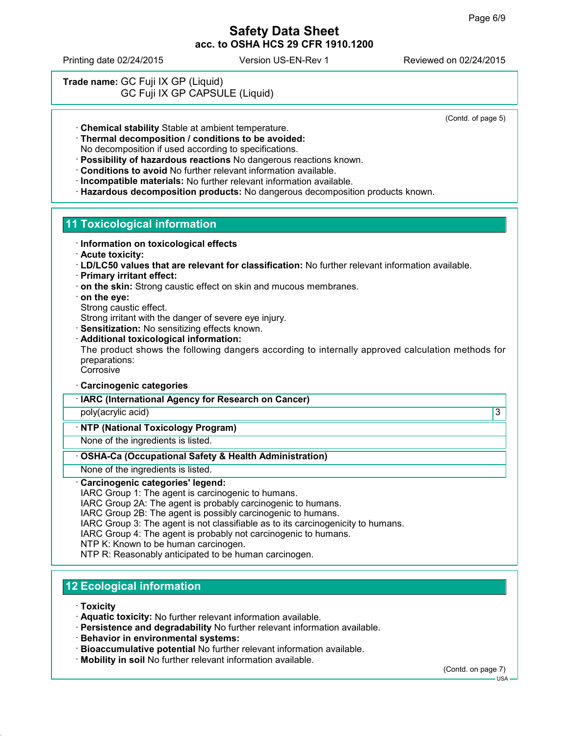**Trade name:** GC Fuji IX GP (Liquid)
GC Fuji IX GP CAPSULE (Liquid)

(Contd. of page 5)

· **Chemical stability** Stable at ambient temperature.
· **Thermal decomposition / conditions to be avoided:**
No decomposition if used according to specifications.
· **Possibility of hazardous reactions** No dangerous reactions known.
· **Conditions to avoid** No further relevant information available.
· **Incompatible materials:** No further relevant information available.
· **Hazardous decomposition products:** No dangerous decomposition products known.

## 11 Toxicological information

· **Information on toxicological effects**
· **Acute toxicity:**
· **LD/LC50 values that are relevant for classification:** No further relevant information available.
· **Primary irritant effect:**
· **on the skin:** Strong caustic effect on skin and mucous membranes.
· **on the eye:**
Strong caustic effect.
Strong irritant with the danger of severe eye injury.
· **Sensitization:** No sensitizing effects known.
· **Additional toxicological information:**
The product shows the following dangers according to internally approved calculation methods for preparations:
Corrosive

· **Carcinogenic categories**

| · IARC (International Agency for Research on Cancer) | |
|---|---|
| poly(acrylic acid) | 3 |

| · NTP (National Toxicology Program) |
|---|
| None of the ingredients is listed. |

| · OSHA-Ca (Occupational Safety & Health Administration) |
|---|
| None of the ingredients is listed. |

· **Carcinogenic categories' legend:**
IARC Group 1: The agent is carcinogenic to humans.
IARC Group 2A: The agent is probably carcinogenic to humans.
IARC Group 2B: The agent is possibly carcinogenic to humans.
IARC Group 3: The agent is not classifiable as to its carcinogenicity to humans.
IARC Group 4: The agent is probably not carcinogenic to humans.
NTP K: Known to be human carcinogen.
NTP R: Reasonably anticipated to be human carcinogen.

## 12 Ecological information

· **Toxicity**
· **Aquatic toxicity:** No further relevant information available.
· **Persistence and degradability** No further relevant information available.
· **Behavior in environmental systems:**
· **Bioaccumulative potential** No further relevant information available.
· **Mobility in soil** No further relevant information available.

(Contd. on page 7)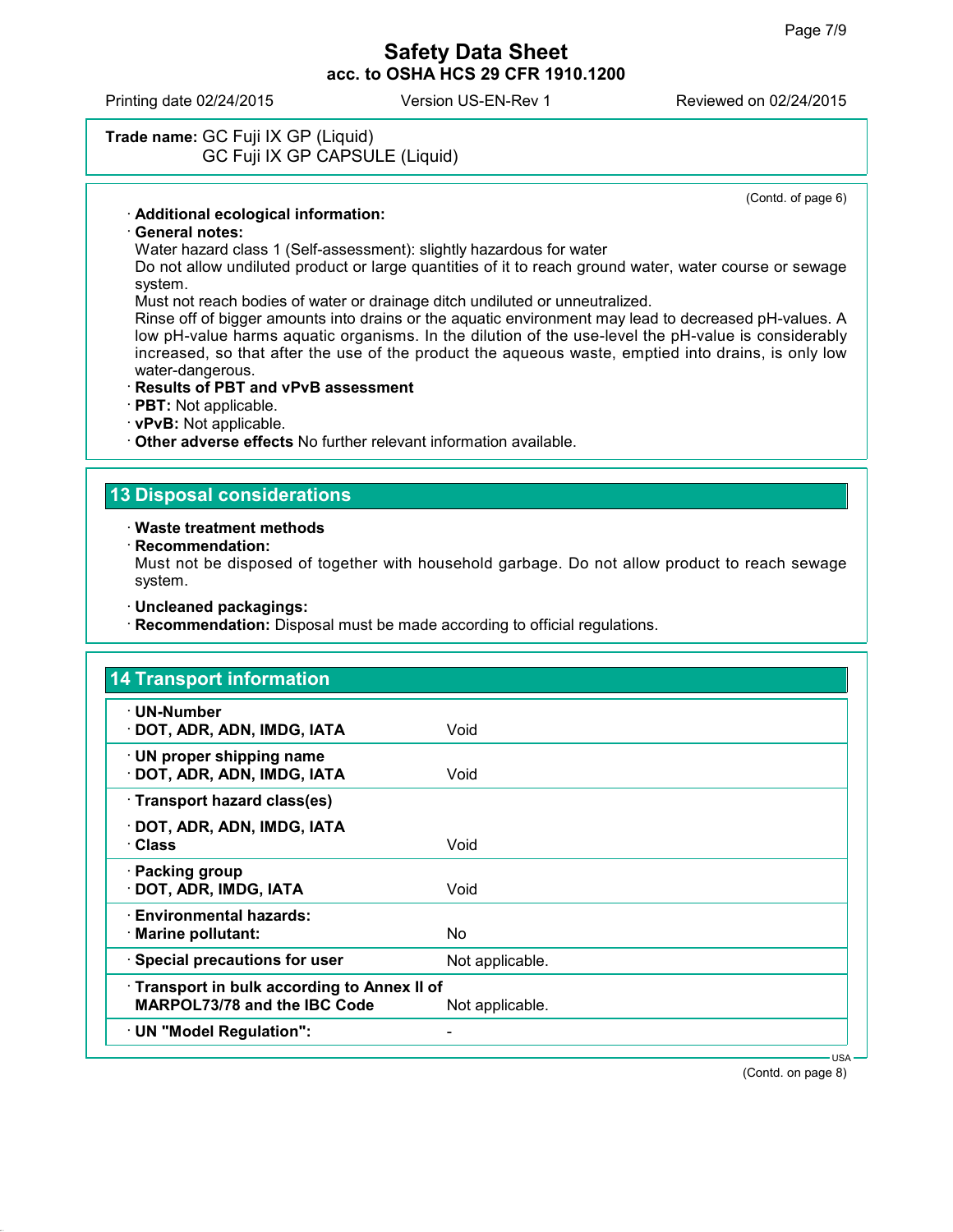**Trade name:** GC Fuji IX GP (Liquid)
GC Fuji IX GP CAPSULE (Liquid)

(Contd. of page 6)

· **Additional ecological information:**
· **General notes:**
Water hazard class 1 (Self-assessment): slightly hazardous for water
Do not allow undiluted product or large quantities of it to reach ground water, water course or sewage system.
Must not reach bodies of water or drainage ditch undiluted or unneutralized.
Rinse off of bigger amounts into drains or the aquatic environment may lead to decreased pH-values. A low pH-value harms aquatic organisms. In the dilution of the use-level the pH-value is considerably increased, so that after the use of the product the aqueous waste, emptied into drains, is only low water-dangerous.
· **Results of PBT and vPvB assessment**
· **PBT:** Not applicable.
· **vPvB:** Not applicable.
· **Other adverse effects** No further relevant information available.

## 13 Disposal considerations

· **Waste treatment methods**
· **Recommendation:**
Must not be disposed of together with household garbage. Do not allow product to reach sewage system.

· **Uncleaned packagings:**
· **Recommendation:** Disposal must be made according to official regulations.

## 14 Transport information

| | |
|---|---|
| · **UN-Number**<br>· **DOT, ADR, ADN, IMDG, IATA** | Void |
| · **UN proper shipping name**<br>· **DOT, ADR, ADN, IMDG, IATA** | Void |
| · **Transport hazard class(es)**<br>· **DOT, ADR, ADN, IMDG, IATA**<br>· **Class** | Void |
| · **Packing group**<br>· **DOT, ADR, IMDG, IATA** | Void |
| · **Environmental hazards:**<br>· **Marine pollutant:** | No |
| · **Special precautions for user** | Not applicable. |
| · **Transport in bulk according to Annex II of MARPOL73/78 and the IBC Code** | Not applicable. |
| · **UN "Model Regulation":** | - |

(Contd. on page 8)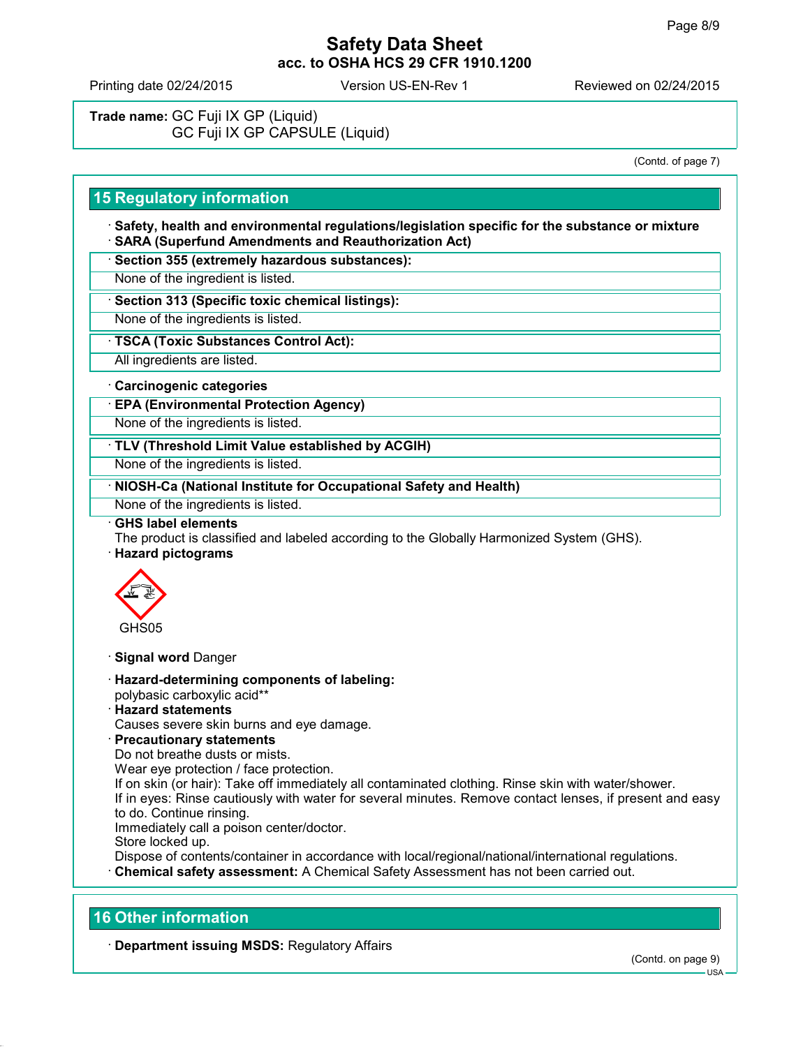# Safety Data Sheet
**acc. to OSHA HCS 29 CFR 1910.1200**

Printing date 02/24/2015 | Version US-EN-Rev 1 | Reviewed on 02/24/2015

**Trade name:** GC Fuji IX GP (Liquid)
GC Fuji IX GP CAPSULE (Liquid)

(Contd. of page 7)

## 15 Regulatory information

· **Safety, health and environmental regulations/legislation specific for the substance or mixture**
· **SARA (Superfund Amendments and Reauthorization Act)**

· **Section 355 (extremely hazardous substances):**
None of the ingredient is listed.

· **Section 313 (Specific toxic chemical listings):**
None of the ingredients is listed.

· **TSCA (Toxic Substances Control Act):**
All ingredients are listed.

· **Carcinogenic categories**

· **EPA (Environmental Protection Agency)**
None of the ingredients is listed.

· **TLV (Threshold Limit Value established by ACGIH)**
None of the ingredients is listed.

· **NIOSH-Ca (National Institute for Occupational Safety and Health)**
None of the ingredients is listed.

· **GHS label elements**
The product is classified and labeled according to the Globally Harmonized System (GHS).
· **Hazard pictograms**

GHS05

· **Signal word** Danger

· **Hazard-determining components of labeling:**
polybasic carboxylic acid**
· **Hazard statements**
Causes severe skin burns and eye damage.
· **Precautionary statements**
Do not breathe dusts or mists.
Wear eye protection / face protection.
If on skin (or hair): Take off immediately all contaminated clothing. Rinse skin with water/shower.
If in eyes: Rinse cautiously with water for several minutes. Remove contact lenses, if present and easy to do. Continue rinsing.
Immediately call a poison center/doctor.
Store locked up.
Dispose of contents/container in accordance with local/regional/national/international regulations.
· **Chemical safety assessment:** A Chemical Safety Assessment has not been carried out.

## 16 Other information

· **Department issuing MSDS:** Regulatory Affairs

(Contd. on page 9)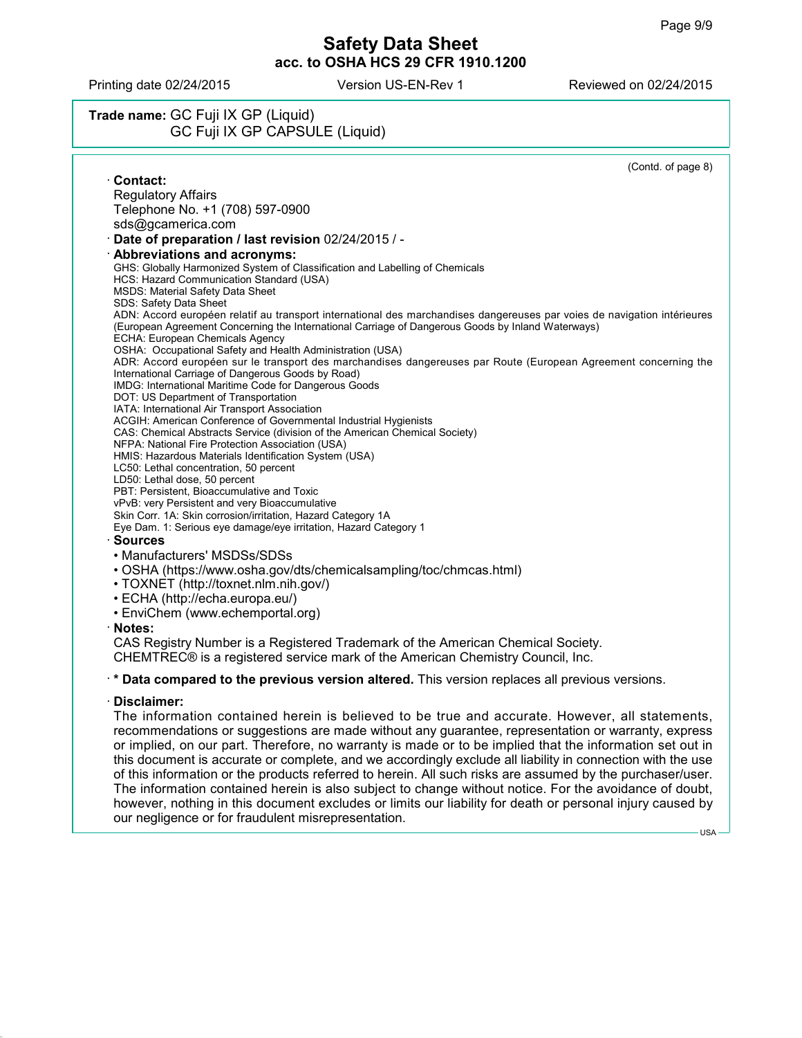# Safety Data Sheet
## acc. to OSHA HCS 29 CFR 1910.1200

Printing date 02/24/2015 Version US-EN-Rev 1 Reviewed on 02/24/2015

**Trade name:** GC Fuji IX GP (Liquid)
GC Fuji IX GP CAPSULE (Liquid)

(Contd. of page 8)

· **Contact:**
Regulatory Affairs
Telephone No. +1 (708) 597-0900
sds@gcamerica.com

· **Date of preparation / last revision** 02/24/2015 / -

· **Abbreviations and acronyms:**
GHS: Globally Harmonized System of Classification and Labelling of Chemicals
HCS: Hazard Communication Standard (USA)
MSDS: Material Safety Data Sheet
SDS: Safety Data Sheet
ADN: Accord européen relatif au transport international des marchandises dangereuses par voies de navigation intérieures (European Agreement Concerning the International Carriage of Dangerous Goods by Inland Waterways)
ECHA: European Chemicals Agency
OSHA: Occupational Safety and Health Administration (USA)
ADR: Accord européen sur le transport des marchandises dangereuses par Route (European Agreement concerning the International Carriage of Dangerous Goods by Road)
IMDG: International Maritime Code for Dangerous Goods
DOT: US Department of Transportation
IATA: International Air Transport Association
ACGIH: American Conference of Governmental Industrial Hygienists
CAS: Chemical Abstracts Service (division of the American Chemical Society)
NFPA: National Fire Protection Association (USA)
HMIS: Hazardous Materials Identification System (USA)
LC50: Lethal concentration, 50 percent
LD50: Lethal dose, 50 percent
PBT: Persistent, Bioaccumulative and Toxic
vPvB: very Persistent and very Bioaccumulative
Skin Corr. 1A: Skin corrosion/irritation, Hazard Category 1A
Eye Dam. 1: Serious eye damage/eye irritation, Hazard Category 1

· **Sources**
- Manufacturers' MSDSs/SDSs
- OSHA (https://www.osha.gov/dts/chemicalsampling/toc/chmcas.html)
- TOXNET (http://toxnet.nlm.nih.gov/)
- ECHA (http://echa.europa.eu/)
- EnviChem (www.echemportal.org)

· **Notes:**
CAS Registry Number is a Registered Trademark of the American Chemical Society.
CHEMTREC® is a registered service mark of the American Chemistry Council, Inc.

· **\* Data compared to the previous version altered.** This version replaces all previous versions.

· **Disclaimer:**
The information contained herein is believed to be true and accurate. However, all statements, recommendations or suggestions are made without any guarantee, representation or warranty, express or implied, on our part. Therefore, no warranty is made or to be implied that the information set out in this document is accurate or complete, and we accordingly exclude all liability in connection with the use of this information or the products referred to herein. All such risks are assumed by the purchaser/user. The information contained herein is also subject to change without notice. For the avoidance of doubt, however, nothing in this document excludes or limits our liability for death or personal injury caused by our negligence or for fraudulent misrepresentation.